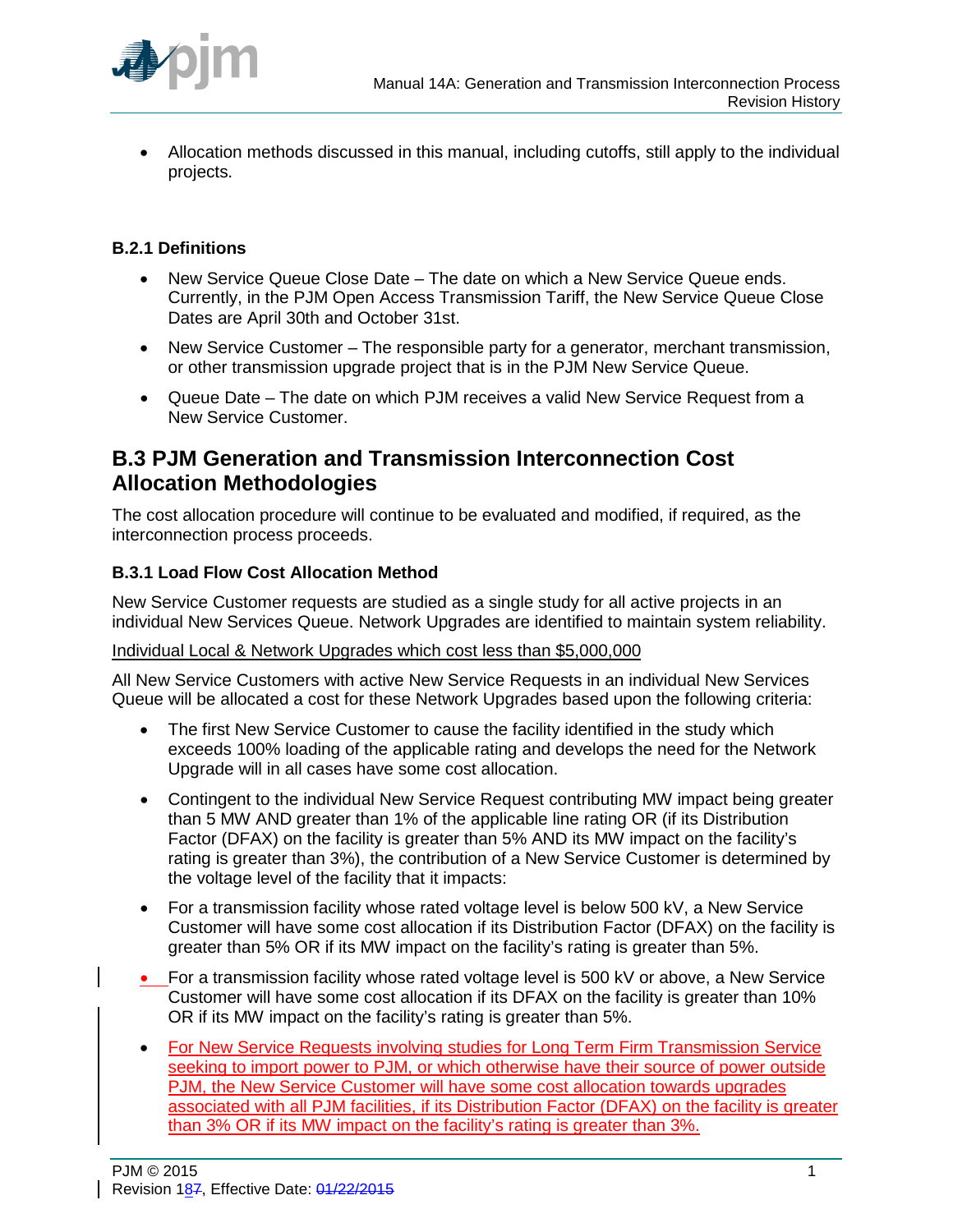- Allocation methods discussed in this manual, including cutoffs, still apply to the individual projects.

### B.2.1 Definitions

- New Service Queue Close Date – The date on which a New Service Queue ends. Currently, in the PJM Open Access Transmission Tariff, the New Service Queue Close Dates are April 30th and October 31st.
- New Service Customer – The responsible party for a generator, merchant transmission, or other transmission upgrade project that is in the PJM New Service Queue.
- Queue Date – The date on which PJM receives a valid New Service Request from a New Service Customer.

## B.3 PJM Generation and Transmission Interconnection Cost Allocation Methodologies

The cost allocation procedure will continue to be evaluated and modified, if required, as the interconnection process proceeds.

### B.3.1 Load Flow Cost Allocation Method

New Service Customer requests are studied as a single study for all active projects in an individual New Services Queue. Network Upgrades are identified to maintain system reliability.

Individual Local & Network Upgrades which cost less than $5,000,000

All New Service Customers with active New Service Requests in an individual New Services Queue will be allocated a cost for these Network Upgrades based upon the following criteria:

- The first New Service Customer to cause the facility identified in the study which exceeds 100% loading of the applicable rating and develops the need for the Network Upgrade will in all cases have some cost allocation.
- Contingent to the individual New Service Request contributing MW impact being greater than 5 MW AND greater than 1% of the applicable line rating OR (if its Distribution Factor (DFAX) on the facility is greater than 5% AND its MW impact on the facility's rating is greater than 3%), the contribution of a New Service Customer is determined by the voltage level of the facility that it impacts:
- For a transmission facility whose rated voltage level is below 500 kV, a New Service Customer will have some cost allocation if its Distribution Factor (DFAX) on the facility is greater than 5% OR if its MW impact on the facility's rating is greater than 5%.
- For a transmission facility whose rated voltage level is 500 kV or above, a New Service Customer will have some cost allocation if its DFAX on the facility is greater than 10% OR if its MW impact on the facility's rating is greater than 5%.
- For New Service Requests involving studies for Long Term Firm Transmission Service seeking to import power to PJM, or which otherwise have their source of power outside PJM, the New Service Customer will have some cost allocation towards upgrades associated with all PJM facilities, if its Distribution Factor (DFAX) on the facility is greater than 3% OR if its MW impact on the facility's rating is greater than 3%.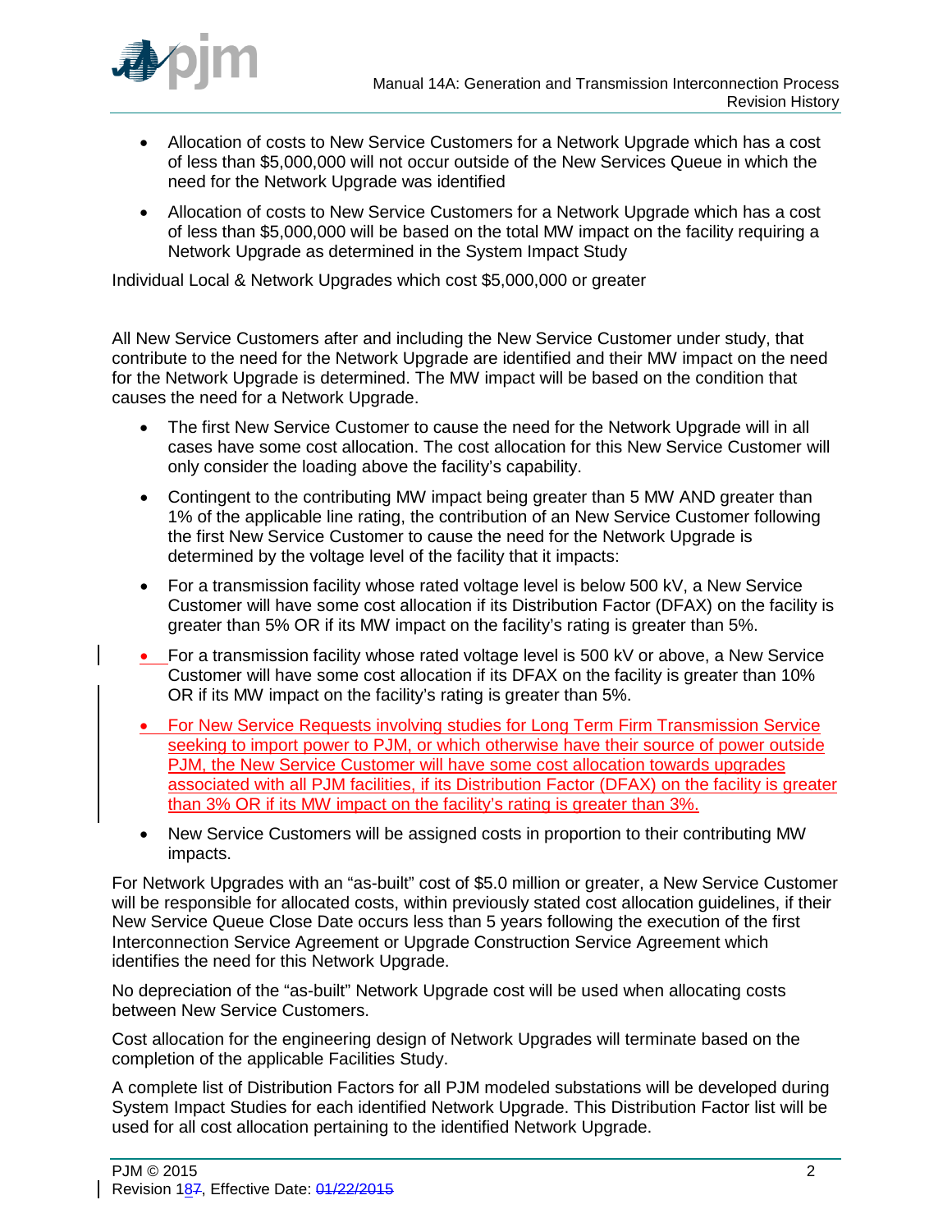- Allocation of costs to New Service Customers for a Network Upgrade which has a cost of less than $5,000,000 will not occur outside of the New Services Queue in which the need for the Network Upgrade was identified
- Allocation of costs to New Service Customers for a Network Upgrade which has a cost of less than $5,000,000 will be based on the total MW impact on the facility requiring a Network Upgrade as determined in the System Impact Study

Individual Local & Network Upgrades which cost $5,000,000 or greater

All New Service Customers after and including the New Service Customer under study, that contribute to the need for the Network Upgrade are identified and their MW impact on the need for the Network Upgrade is determined. The MW impact will be based on the condition that causes the need for a Network Upgrade.

- The first New Service Customer to cause the need for the Network Upgrade will in all cases have some cost allocation. The cost allocation for this New Service Customer will only consider the loading above the facility's capability.
- Contingent to the contributing MW impact being greater than 5 MW AND greater than 1% of the applicable line rating, the contribution of an New Service Customer following the first New Service Customer to cause the need for the Network Upgrade is determined by the voltage level of the facility that it impacts:
- For a transmission facility whose rated voltage level is below 500 kV, a New Service Customer will have some cost allocation if its Distribution Factor (DFAX) on the facility is greater than 5% OR if its MW impact on the facility's rating is greater than 5%.
- For a transmission facility whose rated voltage level is 500 kV or above, a New Service Customer will have some cost allocation if its DFAX on the facility is greater than 10% OR if its MW impact on the facility's rating is greater than 5%.
- For New Service Requests involving studies for Long Term Firm Transmission Service seeking to import power to PJM, or which otherwise have their source of power outside PJM, the New Service Customer will have some cost allocation towards upgrades associated with all PJM facilities, if its Distribution Factor (DFAX) on the facility is greater than 3% OR if its MW impact on the facility's rating is greater than 3%.
- New Service Customers will be assigned costs in proportion to their contributing MW impacts.

For Network Upgrades with an "as-built" cost of $5.0 million or greater, a New Service Customer will be responsible for allocated costs, within previously stated cost allocation guidelines, if their New Service Queue Close Date occurs less than 5 years following the execution of the first Interconnection Service Agreement or Upgrade Construction Service Agreement which identifies the need for this Network Upgrade.

No depreciation of the "as-built" Network Upgrade cost will be used when allocating costs between New Service Customers.

Cost allocation for the engineering design of Network Upgrades will terminate based on the completion of the applicable Facilities Study.

A complete list of Distribution Factors for all PJM modeled substations will be developed during System Impact Studies for each identified Network Upgrade. This Distribution Factor list will be used for all cost allocation pertaining to the identified Network Upgrade.